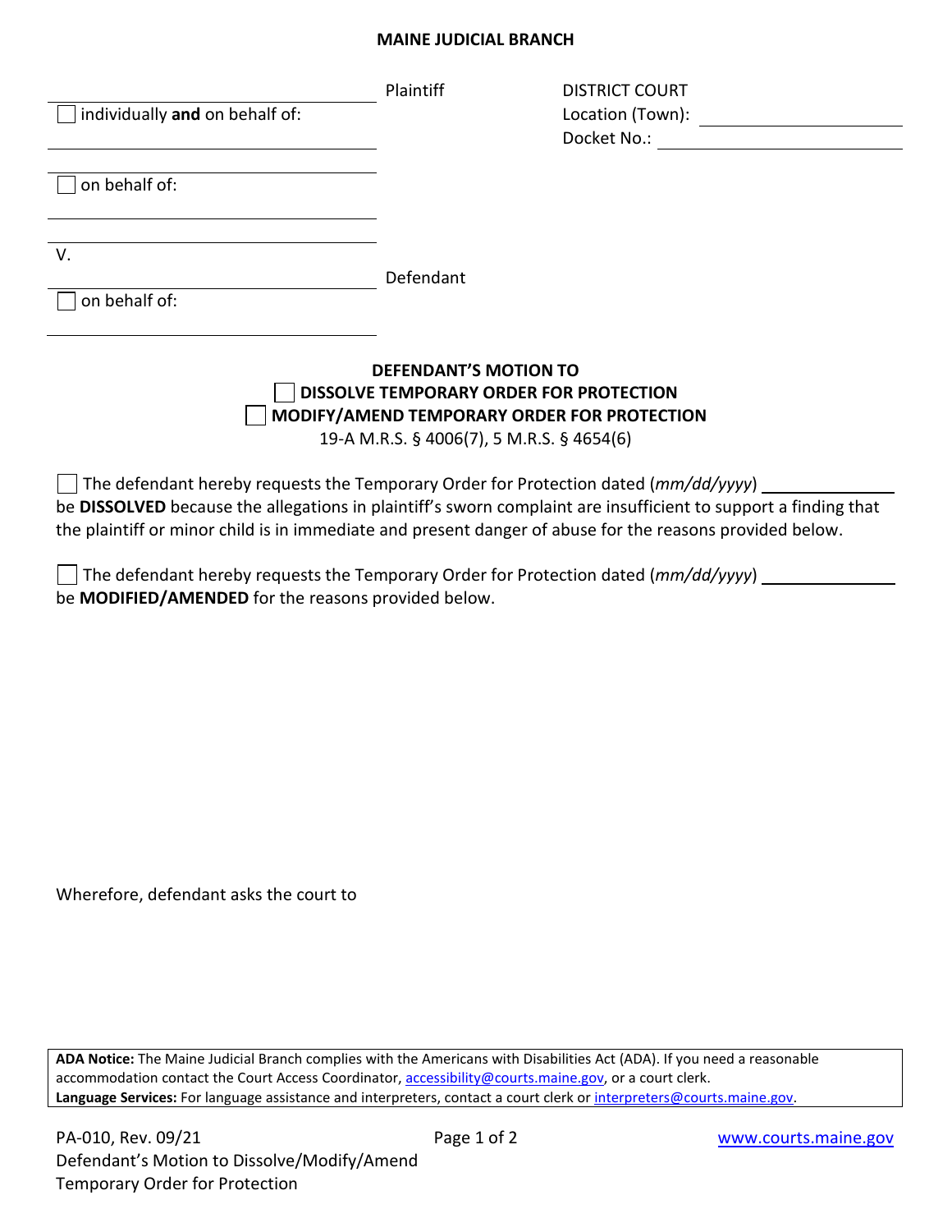**MAINE JUDICIAL BRANCH**

_______________________________ Plaintiff

☐ individually **and** on behalf of:

_______________________________

_______________________________

☐ on behalf of:

_______________________________

_______________________________

V.

_______________________________ Defendant

☐ on behalf of:

_______________________________

DISTRICT COURT

Location (Town): _______________

Docket No.: _______________

**DEFENDANT'S MOTION TO**

**☐ DISSOLVE TEMPORARY ORDER FOR PROTECTION**

**☐ MODIFY/AMEND TEMPORARY ORDER FOR PROTECTION**

19-A M.R.S. § 4006(7), 5 M.R.S. § 4654(6)

☐ The defendant hereby requests the Temporary Order for Protection dated (*mm/dd/yyyy*) _______________ be **DISSOLVED** because the allegations in plaintiff's sworn complaint are insufficient to support a finding that the plaintiff or minor child is in immediate and present danger of abuse for the reasons provided below.

☐ The defendant hereby requests the Temporary Order for Protection dated (*mm/dd/yyyy*) _______________ be **MODIFIED/AMENDED** for the reasons provided below.

Wherefore, defendant asks the court to

**ADA Notice:** The Maine Judicial Branch complies with the Americans with Disabilities Act (ADA). If you need a reasonable accommodation contact the Court Access Coordinator, accessibility@courts.maine.gov, or a court clerk.
**Language Services:** For language assistance and interpreters, contact a court clerk or interpreters@courts.maine.gov.

PA-010, Rev. 09/21
Defendant's Motion to Dissolve/Modify/Amend Temporary Order for Protection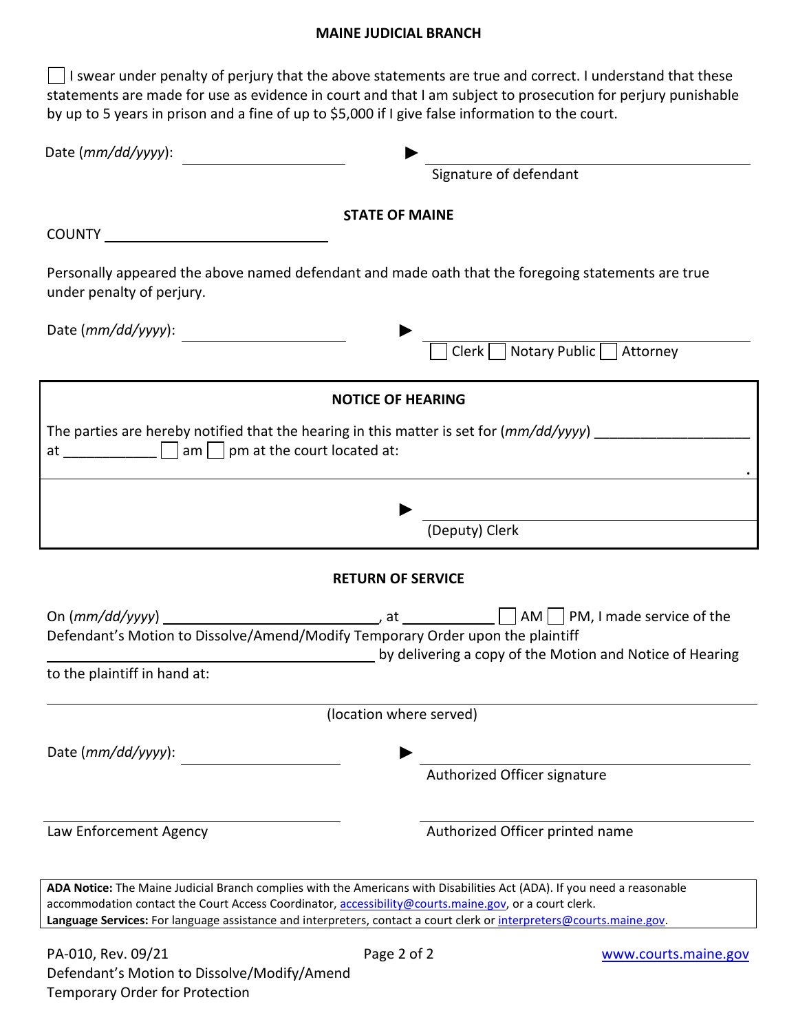**MAINE JUDICIAL BRANCH**

☐ I swear under penalty of perjury that the above statements are true and correct. I understand that these statements are made for use as evidence in court and that I am subject to prosecution for perjury punishable by up to 5 years in prison and a fine of up to $5,000 if I give false information to the court.

Date (*mm/dd/yyyy*): ____________________ ► ________________________________
Signature of defendant

**STATE OF MAINE**

COUNTY ____________________________

Personally appeared the above named defendant and made oath that the foregoing statements are true under penalty of perjury.

Date (*mm/dd/yyyy*): ____________________ ► ________________________________
☐ Clerk ☐ Notary Public ☐ Attorney

**NOTICE OF HEARING**

The parties are hereby notified that the hearing in this matter is set for (*mm/dd/yyyy*) ___________________ at ____________ ☐ am ☐ pm at the court located at:

________________________________________________________________.

► ________________________________
(Deputy) Clerk

**RETURN OF SERVICE**

On (*mm/dd/yyyy*) ____________________________, at ____________ ☐ AM ☐ PM, I made service of the Defendant's Motion to Dissolve/Amend/Modify Temporary Order upon the plaintiff ________________________________ by delivering a copy of the Motion and Notice of Hearing to the plaintiff in hand at:

________________________________________________________________
(location where served)

Date (*mm/dd/yyyy*): ____________________ ► ________________________________
Authorized Officer signature

________________________________ ________________________________
Law Enforcement Agency Authorized Officer printed name

**ADA Notice:** The Maine Judicial Branch complies with the Americans with Disabilities Act (ADA). If you need a reasonable accommodation contact the Court Access Coordinator, accessibility@courts.maine.gov, or a court clerk.
**Language Services:** For language assistance and interpreters, contact a court clerk or interpreters@courts.maine.gov.

PA-010, Rev. 09/21
Defendant's Motion to Dissolve/Modify/Amend Temporary Order for Protection

www.courts.maine.gov